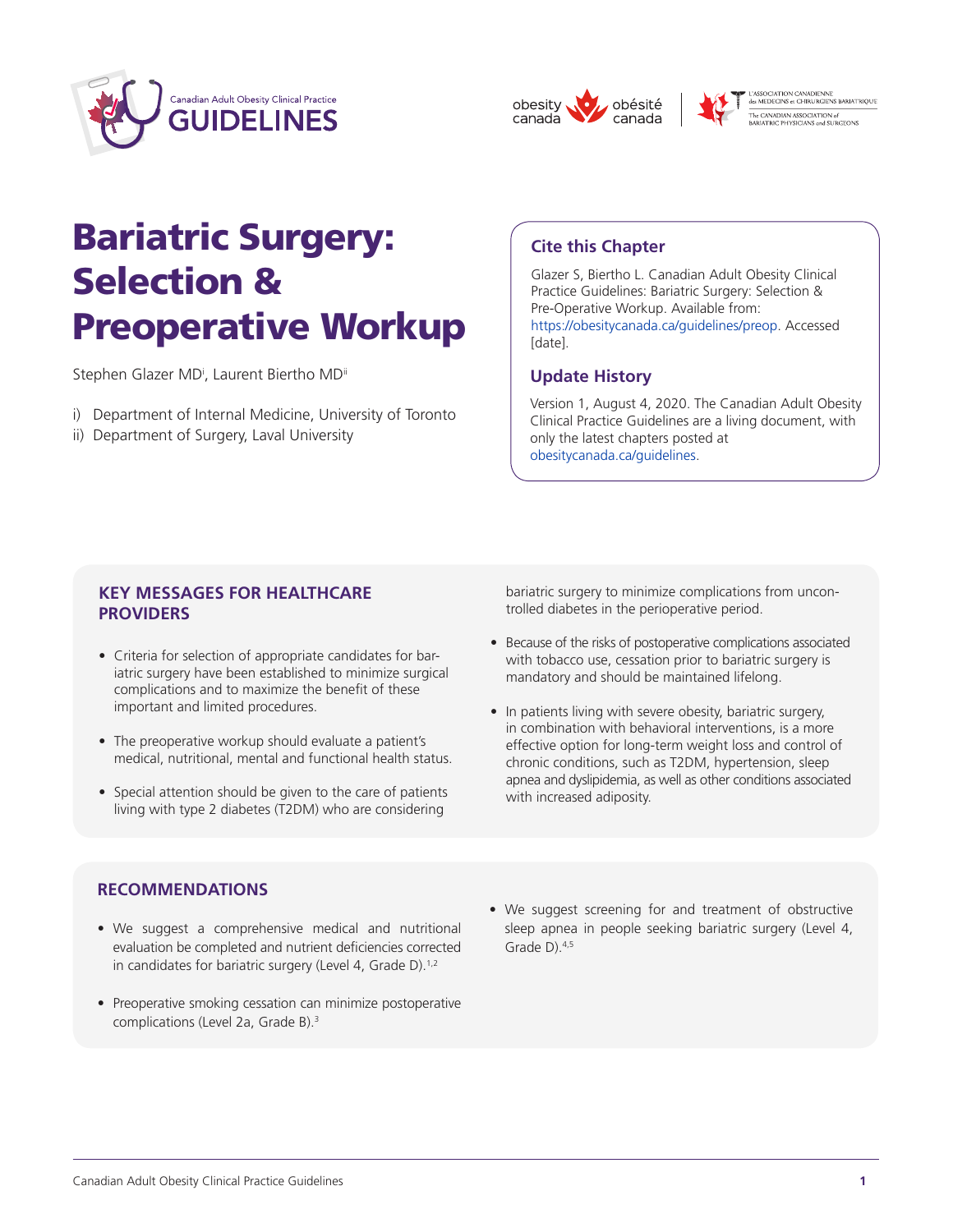# Bariatric Surgery: Selection & Preoperative Workup

Stephen Glazer MD[i], Laurent Biertho MD[ii]

i) Department of Internal Medicine, University of Toronto
ii) Department of Surgery, Laval University

## Cite this Chapter

Glazer S, Biertho L. Canadian Adult Obesity Clinical Practice Guidelines: Bariatric Surgery: Selection & Pre-Operative Workup. Available from: https://obesitycanada.ca/guidelines/preop. Accessed [date].

## Update History

Version 1, August 4, 2020. The Canadian Adult Obesity Clinical Practice Guidelines are a living document, with only the latest chapters posted at obesitycanada.ca/guidelines.

## KEY MESSAGES FOR HEALTHCARE PROVIDERS

- Criteria for selection of appropriate candidates for bariatric surgery have been established to minimize surgical complications and to maximize the benefit of these important and limited procedures.
- The preoperative workup should evaluate a patient's medical, nutritional, mental and functional health status.
- Special attention should be given to the care of patients living with type 2 diabetes (T2DM) who are considering bariatric surgery to minimize complications from uncontrolled diabetes in the perioperative period.
- Because of the risks of postoperative complications associated with tobacco use, cessation prior to bariatric surgery is mandatory and should be maintained lifelong.
- In patients living with severe obesity, bariatric surgery, in combination with behavioral interventions, is a more effective option for long-term weight loss and control of chronic conditions, such as T2DM, hypertension, sleep apnea and dyslipidemia, as well as other conditions associated with increased adiposity.

## RECOMMENDATIONS

- We suggest a comprehensive medical and nutritional evaluation be completed and nutrient deficiencies corrected in candidates for bariatric surgery (Level 4, Grade D).[1,2]
- Preoperative smoking cessation can minimize postoperative complications (Level 2a, Grade B).[3]
- We suggest screening for and treatment of obstructive sleep apnea in people seeking bariatric surgery (Level 4, Grade D).[4,5]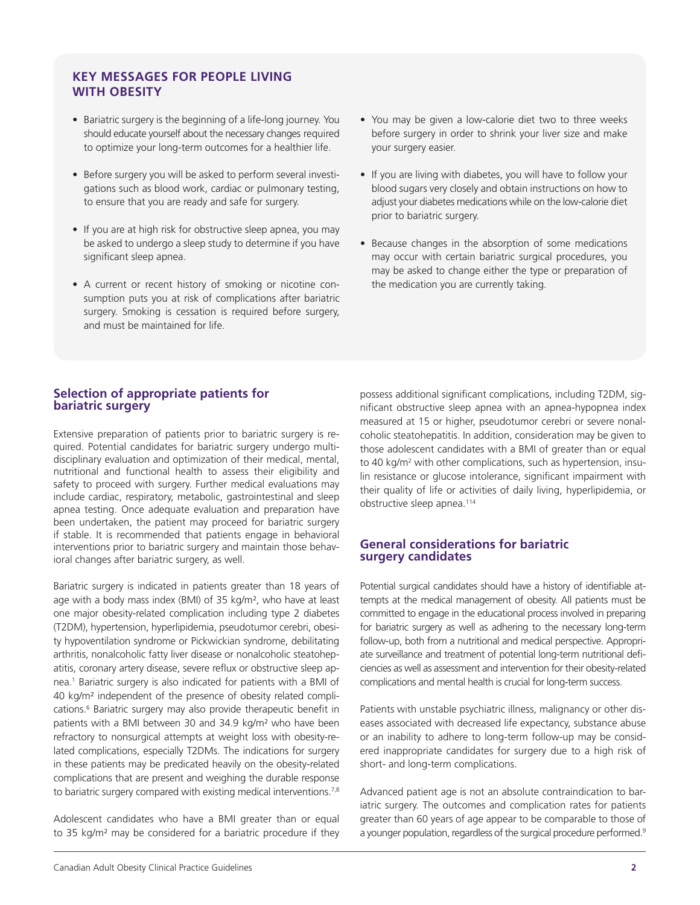## KEY MESSAGES FOR PEOPLE LIVING WITH OBESITY

- Bariatric surgery is the beginning of a life-long journey. You should educate yourself about the necessary changes required to optimize your long-term outcomes for a healthier life.
- Before surgery you will be asked to perform several investigations such as blood work, cardiac or pulmonary testing, to ensure that you are ready and safe for surgery.
- If you are at high risk for obstructive sleep apnea, you may be asked to undergo a sleep study to determine if you have significant sleep apnea.
- A current or recent history of smoking or nicotine consumption puts you at risk of complications after bariatric surgery. Smoking is cessation is required before surgery, and must be maintained for life.
- You may be given a low-calorie diet two to three weeks before surgery in order to shrink your liver size and make your surgery easier.
- If you are living with diabetes, you will have to follow your blood sugars very closely and obtain instructions on how to adjust your diabetes medications while on the low-calorie diet prior to bariatric surgery.
- Because changes in the absorption of some medications may occur with certain bariatric surgical procedures, you may be asked to change either the type or preparation of the medication you are currently taking.

## Selection of appropriate patients for bariatric surgery

Extensive preparation of patients prior to bariatric surgery is required. Potential candidates for bariatric surgery undergo multidisciplinary evaluation and optimization of their medical, mental, nutritional and functional health to assess their eligibility and safety to proceed with surgery. Further medical evaluations may include cardiac, respiratory, metabolic, gastrointestinal and sleep apnea testing. Once adequate evaluation and preparation have been undertaken, the patient may proceed for bariatric surgery if stable. It is recommended that patients engage in behavioral interventions prior to bariatric surgery and maintain those behavioral changes after bariatric surgery, as well.

Bariatric surgery is indicated in patients greater than 18 years of age with a body mass index (BMI) of 35 kg/m², who have at least one major obesity-related complication including type 2 diabetes (T2DM), hypertension, hyperlipidemia, pseudotumor cerebri, obesity hypoventilation syndrome or Pickwickian syndrome, debilitating arthritis, nonalcoholic fatty liver disease or nonalcoholic steatohepatitis, coronary artery disease, severe reflux or obstructive sleep apnea.[1] Bariatric surgery is also indicated for patients with a BMI of 40 kg/m² independent of the presence of obesity related complications.[6] Bariatric surgery may also provide therapeutic benefit in patients with a BMI between 30 and 34.9 kg/m² who have been refractory to nonsurgical attempts at weight loss with obesity-related complications, especially T2DMs. The indications for surgery in these patients may be predicated heavily on the obesity-related complications that are present and weighing the durable response to bariatric surgery compared with existing medical interventions.[7,8]

Adolescent candidates who have a BMI greater than or equal to 35 kg/m² may be considered for a bariatric procedure if they possess additional significant complications, including T2DM, significant obstructive sleep apnea with an apnea-hypopnea index measured at 15 or higher, pseudotumor cerebri or severe nonalcoholic steatohepatitis. In addition, consideration may be given to those adolescent candidates with a BMI of greater than or equal to 40 kg/m² with other complications, such as hypertension, insulin resistance or glucose intolerance, significant impairment with their quality of life or activities of daily living, hyperlipidemia, or obstructive sleep apnea.[114]

## General considerations for bariatric surgery candidates

Potential surgical candidates should have a history of identifiable attempts at the medical management of obesity. All patients must be committed to engage in the educational process involved in preparing for bariatric surgery as well as adhering to the necessary long-term follow-up, both from a nutritional and medical perspective. Appropriate surveillance and treatment of potential long-term nutritional deficiencies as well as assessment and intervention for their obesity-related complications and mental health is crucial for long-term success.

Patients with unstable psychiatric illness, malignancy or other diseases associated with decreased life expectancy, substance abuse or an inability to adhere to long-term follow-up may be considered inappropriate candidates for surgery due to a high risk of short- and long-term complications.

Advanced patient age is not an absolute contraindication to bariatric surgery. The outcomes and complication rates for patients greater than 60 years of age appear to be comparable to those of a younger population, regardless of the surgical procedure performed.[9]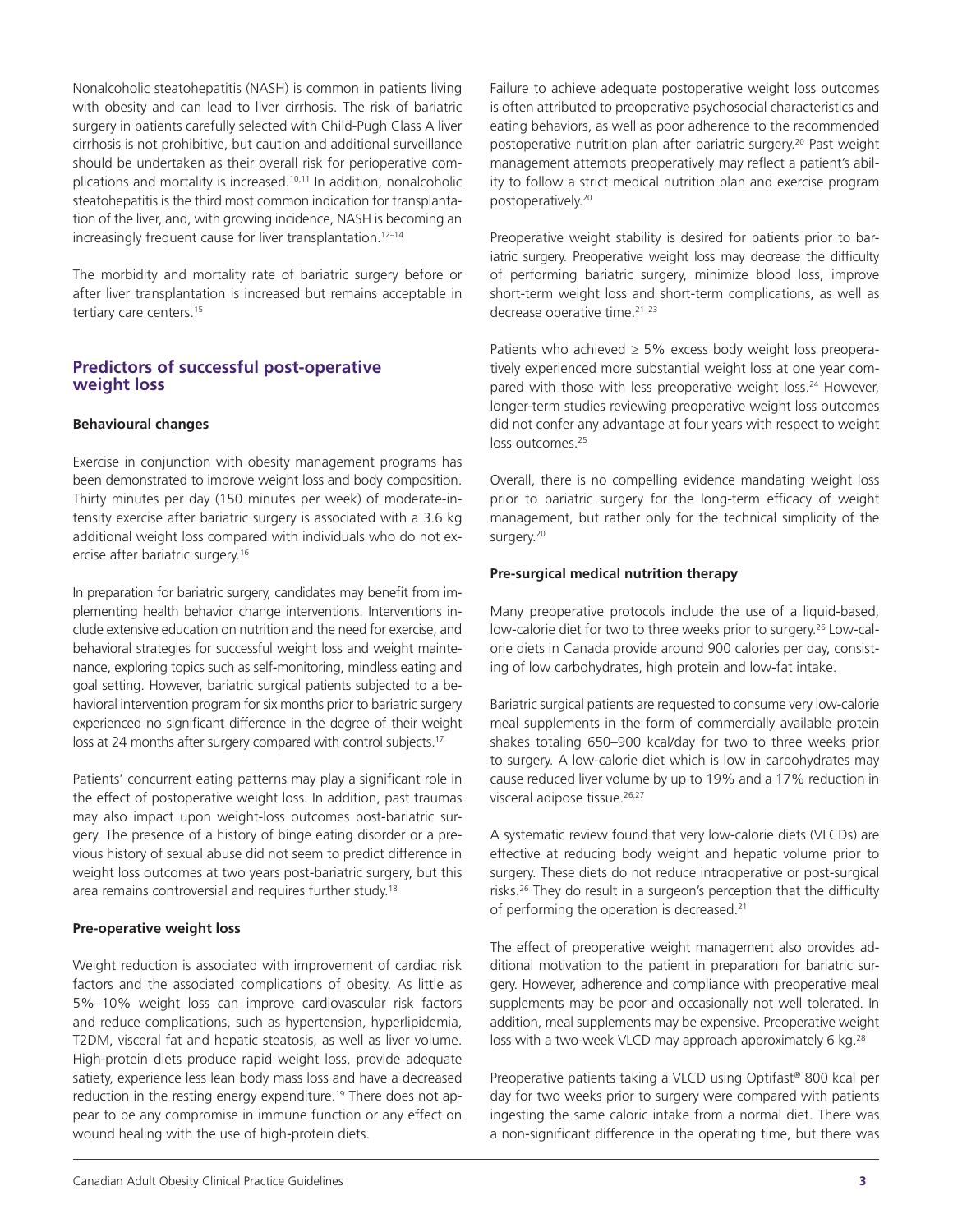Nonalcoholic steatohepatitis (NASH) is common in patients living with obesity and can lead to liver cirrhosis. The risk of bariatric surgery in patients carefully selected with Child-Pugh Class A liver cirrhosis is not prohibitive, but caution and additional surveillance should be undertaken as their overall risk for perioperative complications and mortality is increased.[10,11] In addition, nonalcoholic steatohepatitis is the third most common indication for transplantation of the liver, and, with growing incidence, NASH is becoming an increasingly frequent cause for liver transplantation.[12–14]

The morbidity and mortality rate of bariatric surgery before or after liver transplantation is increased but remains acceptable in tertiary care centers.[15]

## Predictors of successful post-operative weight loss

### Behavioural changes

Exercise in conjunction with obesity management programs has been demonstrated to improve weight loss and body composition. Thirty minutes per day (150 minutes per week) of moderate-intensity exercise after bariatric surgery is associated with a 3.6 kg additional weight loss compared with individuals who do not exercise after bariatric surgery.[16]

In preparation for bariatric surgery, candidates may benefit from implementing health behavior change interventions. Interventions include extensive education on nutrition and the need for exercise, and behavioral strategies for successful weight loss and weight maintenance, exploring topics such as self-monitoring, mindless eating and goal setting. However, bariatric surgical patients subjected to a behavioral intervention program for six months prior to bariatric surgery experienced no significant difference in the degree of their weight loss at 24 months after surgery compared with control subjects.[17]

Patients' concurrent eating patterns may play a significant role in the effect of postoperative weight loss. In addition, past traumas may also impact upon weight-loss outcomes post-bariatric surgery. The presence of a history of binge eating disorder or a previous history of sexual abuse did not seem to predict difference in weight loss outcomes at two years post-bariatric surgery, but this area remains controversial and requires further study.[18]

### Pre-operative weight loss

Weight reduction is associated with improvement of cardiac risk factors and the associated complications of obesity. As little as 5%–10% weight loss can improve cardiovascular risk factors and reduce complications, such as hypertension, hyperlipidemia, T2DM, visceral fat and hepatic steatosis, as well as liver volume. High-protein diets produce rapid weight loss, provide adequate satiety, experience less lean body mass loss and have a decreased reduction in the resting energy expenditure.[19] There does not appear to be any compromise in immune function or any effect on wound healing with the use of high-protein diets.

Failure to achieve adequate postoperative weight loss outcomes is often attributed to preoperative psychosocial characteristics and eating behaviors, as well as poor adherence to the recommended postoperative nutrition plan after bariatric surgery.[20] Past weight management attempts preoperatively may reflect a patient's ability to follow a strict medical nutrition plan and exercise program postoperatively.[20]

Preoperative weight stability is desired for patients prior to bariatric surgery. Preoperative weight loss may decrease the difficulty of performing bariatric surgery, minimize blood loss, improve short-term weight loss and short-term complications, as well as decrease operative time.[21–23]

Patients who achieved ≥ 5% excess body weight loss preoperatively experienced more substantial weight loss at one year compared with those with less preoperative weight loss.[24] However, longer-term studies reviewing preoperative weight loss outcomes did not confer any advantage at four years with respect to weight loss outcomes.[25]

Overall, there is no compelling evidence mandating weight loss prior to bariatric surgery for the long-term efficacy of weight management, but rather only for the technical simplicity of the surgery.[20]

### Pre-surgical medical nutrition therapy

Many preoperative protocols include the use of a liquid-based, low-calorie diet for two to three weeks prior to surgery.[26] Low-calorie diets in Canada provide around 900 calories per day, consisting of low carbohydrates, high protein and low-fat intake.

Bariatric surgical patients are requested to consume very low-calorie meal supplements in the form of commercially available protein shakes totaling 650–900 kcal/day for two to three weeks prior to surgery. A low-calorie diet which is low in carbohydrates may cause reduced liver volume by up to 19% and a 17% reduction in visceral adipose tissue.[26,27]

A systematic review found that very low-calorie diets (VLCDs) are effective at reducing body weight and hepatic volume prior to surgery. These diets do not reduce intraoperative or post-surgical risks.[26] They do result in a surgeon's perception that the difficulty of performing the operation is decreased.[21]

The effect of preoperative weight management also provides additional motivation to the patient in preparation for bariatric surgery. However, adherence and compliance with preoperative meal supplements may be poor and occasionally not well tolerated. In addition, meal supplements may be expensive. Preoperative weight loss with a two-week VLCD may approach approximately 6 kg.[28]

Preoperative patients taking a VLCD using Optifast® 800 kcal per day for two weeks prior to surgery were compared with patients ingesting the same caloric intake from a normal diet. There was a non-significant difference in the operating time, but there was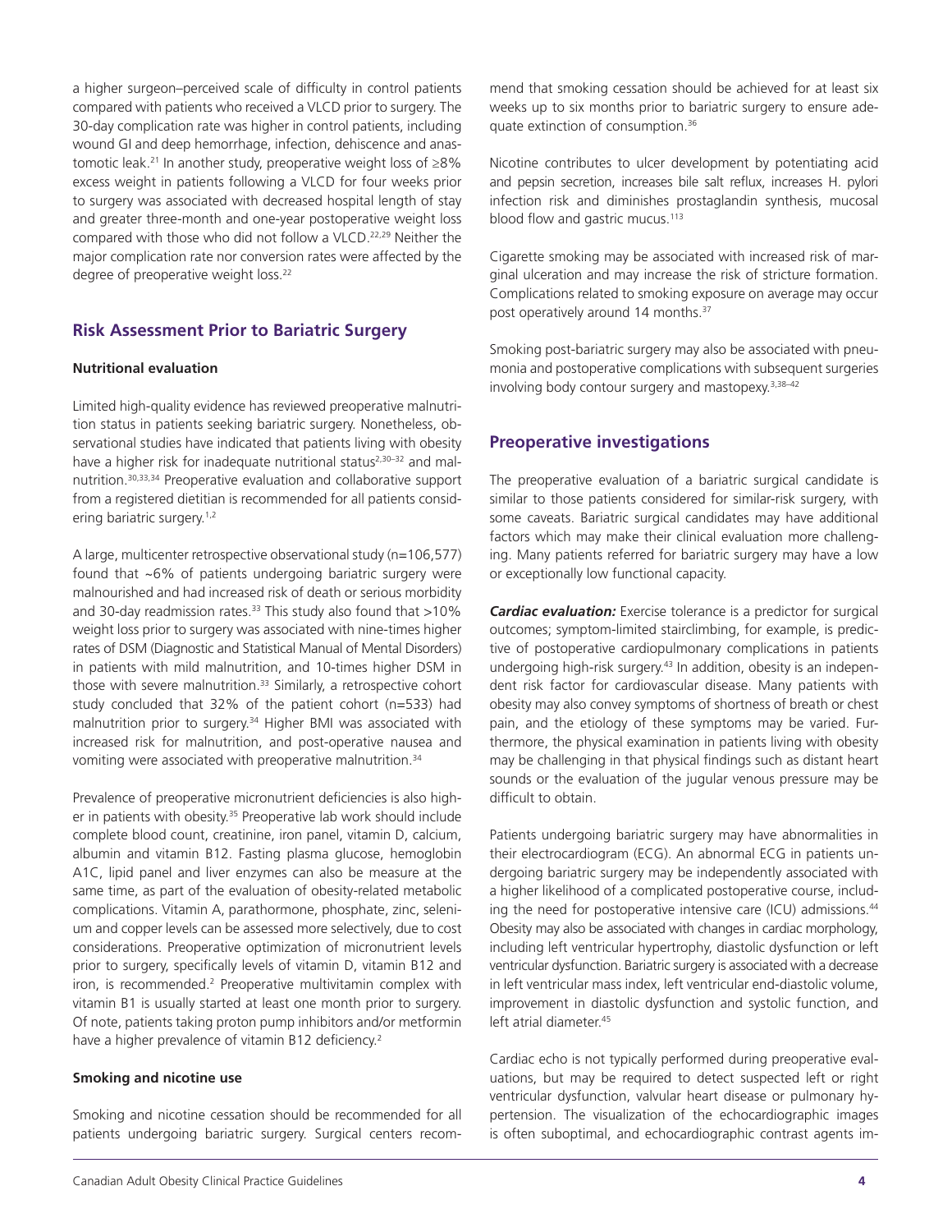a higher surgeon–perceived scale of difficulty in control patients compared with patients who received a VLCD prior to surgery. The 30-day complication rate was higher in control patients, including wound GI and deep hemorrhage, infection, dehiscence and anastomotic leak.[21] In another study, preoperative weight loss of ≥8% excess weight in patients following a VLCD for four weeks prior to surgery was associated with decreased hospital length of stay and greater three-month and one-year postoperative weight loss compared with those who did not follow a VLCD.[22,29] Neither the major complication rate nor conversion rates were affected by the degree of preoperative weight loss.[22]

## Risk Assessment Prior to Bariatric Surgery

### Nutritional evaluation

Limited high-quality evidence has reviewed preoperative malnutrition status in patients seeking bariatric surgery. Nonetheless, observational studies have indicated that patients living with obesity have a higher risk for inadequate nutritional status[2,30–32] and malnutrition.[30,33,34] Preoperative evaluation and collaborative support from a registered dietitian is recommended for all patients considering bariatric surgery.[1,2]

A large, multicenter retrospective observational study (n=106,577) found that ~6% of patients undergoing bariatric surgery were malnourished and had increased risk of death or serious morbidity and 30-day readmission rates.[33] This study also found that >10% weight loss prior to surgery was associated with nine-times higher rates of DSM (Diagnostic and Statistical Manual of Mental Disorders) in patients with mild malnutrition, and 10-times higher DSM in those with severe malnutrition.[33] Similarly, a retrospective cohort study concluded that 32% of the patient cohort (n=533) had malnutrition prior to surgery.[34] Higher BMI was associated with increased risk for malnutrition, and post-operative nausea and vomiting were associated with preoperative malnutrition.[34]

Prevalence of preoperative micronutrient deficiencies is also higher in patients with obesity.[35] Preoperative lab work should include complete blood count, creatinine, iron panel, vitamin D, calcium, albumin and vitamin B12. Fasting plasma glucose, hemoglobin A1C, lipid panel and liver enzymes can also be measure at the same time, as part of the evaluation of obesity-related metabolic complications. Vitamin A, parathormone, phosphate, zinc, selenium and copper levels can be assessed more selectively, due to cost considerations. Preoperative optimization of micronutrient levels prior to surgery, specifically levels of vitamin D, vitamin B12 and iron, is recommended.[2] Preoperative multivitamin complex with vitamin B1 is usually started at least one month prior to surgery. Of note, patients taking proton pump inhibitors and/or metformin have a higher prevalence of vitamin B12 deficiency.[2]

### Smoking and nicotine use

Smoking and nicotine cessation should be recommended for all patients undergoing bariatric surgery. Surgical centers recommend that smoking cessation should be achieved for at least six weeks up to six months prior to bariatric surgery to ensure adequate extinction of consumption.[36]

Nicotine contributes to ulcer development by potentiating acid and pepsin secretion, increases bile salt reflux, increases H. pylori infection risk and diminishes prostaglandin synthesis, mucosal blood flow and gastric mucus.[113]

Cigarette smoking may be associated with increased risk of marginal ulceration and may increase the risk of stricture formation. Complications related to smoking exposure on average may occur post operatively around 14 months.[37]

Smoking post-bariatric surgery may also be associated with pneumonia and postoperative complications with subsequent surgeries involving body contour surgery and mastopexy.[3,38–42]

## Preoperative investigations

The preoperative evaluation of a bariatric surgical candidate is similar to those patients considered for similar-risk surgery, with some caveats. Bariatric surgical candidates may have additional factors which may make their clinical evaluation more challenging. Many patients referred for bariatric surgery may have a low or exceptionally low functional capacity.

***Cardiac evaluation:*** Exercise tolerance is a predictor for surgical outcomes; symptom-limited stairclimbing, for example, is predictive of postoperative cardiopulmonary complications in patients undergoing high-risk surgery.[43] In addition, obesity is an independent risk factor for cardiovascular disease. Many patients with obesity may also convey symptoms of shortness of breath or chest pain, and the etiology of these symptoms may be varied. Furthermore, the physical examination in patients living with obesity may be challenging in that physical findings such as distant heart sounds or the evaluation of the jugular venous pressure may be difficult to obtain.

Patients undergoing bariatric surgery may have abnormalities in their electrocardiogram (ECG). An abnormal ECG in patients undergoing bariatric surgery may be independently associated with a higher likelihood of a complicated postoperative course, including the need for postoperative intensive care (ICU) admissions.[44] Obesity may also be associated with changes in cardiac morphology, including left ventricular hypertrophy, diastolic dysfunction or left ventricular dysfunction. Bariatric surgery is associated with a decrease in left ventricular mass index, left ventricular end-diastolic volume, improvement in diastolic dysfunction and systolic function, and left atrial diameter.[45]

Cardiac echo is not typically performed during preoperative evaluations, but may be required to detect suspected left or right ventricular dysfunction, valvular heart disease or pulmonary hypertension. The visualization of the echocardiographic images is often suboptimal, and echocardiographic contrast agents im-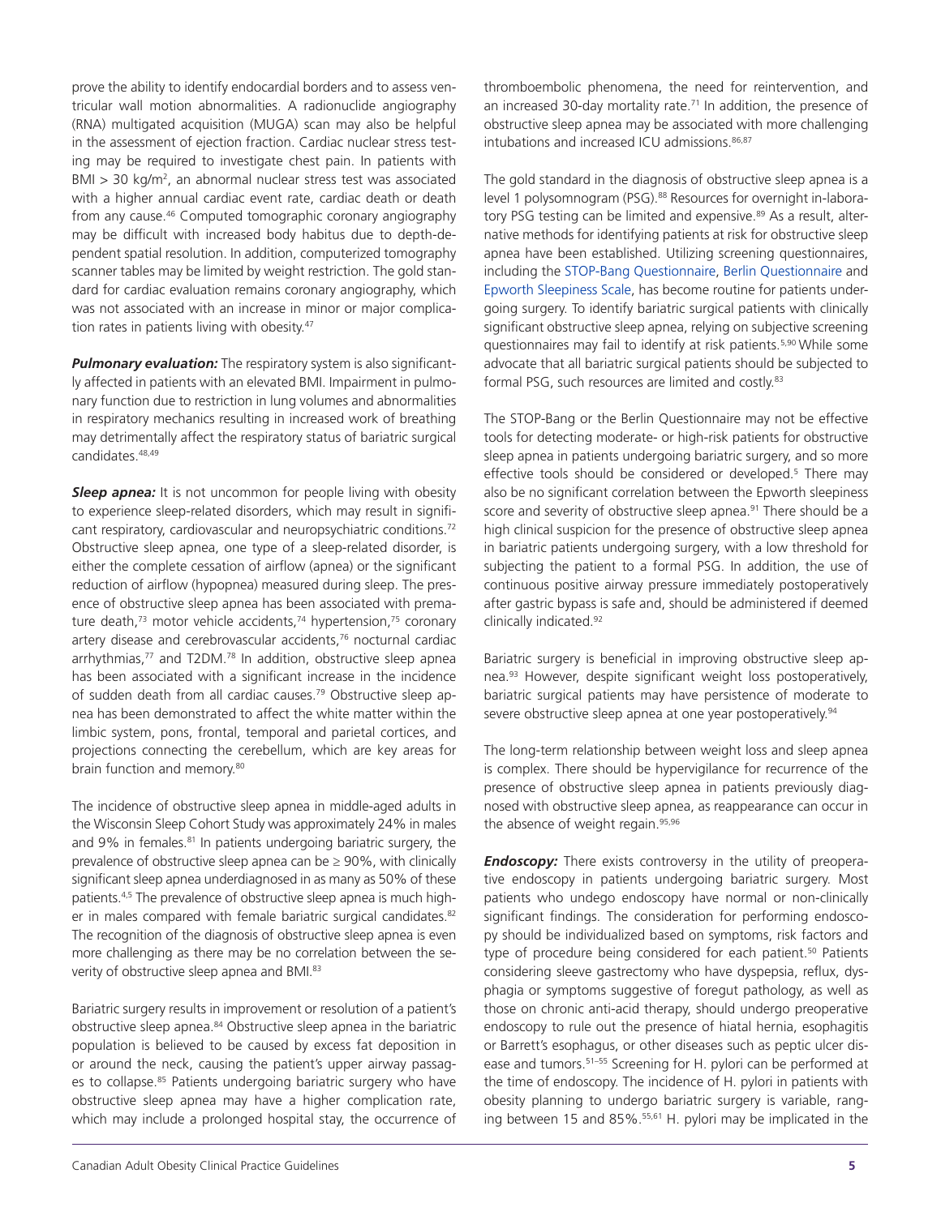prove the ability to identify endocardial borders and to assess ventricular wall motion abnormalities. A radionuclide angiography (RNA) multigated acquisition (MUGA) scan may also be helpful in the assessment of ejection fraction. Cardiac nuclear stress testing may be required to investigate chest pain. In patients with BMI > 30 kg/m$^2$, an abnormal nuclear stress test was associated with a higher annual cardiac event rate, cardiac death or death from any cause.[46] Computed tomographic coronary angiography may be difficult with increased body habitus due to depth-dependent spatial resolution. In addition, computerized tomography scanner tables may be limited by weight restriction. The gold standard for cardiac evaluation remains coronary angiography, which was not associated with an increase in minor or major complication rates in patients living with obesity.[47]

***Pulmonary evaluation:*** The respiratory system is also significantly affected in patients with an elevated BMI. Impairment in pulmonary function due to restriction in lung volumes and abnormalities in respiratory mechanics resulting in increased work of breathing may detrimentally affect the respiratory status of bariatric surgical candidates.[48,49]

***Sleep apnea:*** It is not uncommon for people living with obesity to experience sleep-related disorders, which may result in significant respiratory, cardiovascular and neuropsychiatric conditions.[72] Obstructive sleep apnea, one type of a sleep-related disorder, is either the complete cessation of airflow (apnea) or the significant reduction of airflow (hypopnea) measured during sleep. The presence of obstructive sleep apnea has been associated with premature death,[73] motor vehicle accidents,[74] hypertension,[75] coronary artery disease and cerebrovascular accidents,[76] nocturnal cardiac arrhythmias,[77] and T2DM.[78] In addition, obstructive sleep apnea has been associated with a significant increase in the incidence of sudden death from all cardiac causes.[79] Obstructive sleep apnea has been demonstrated to affect the white matter within the limbic system, pons, frontal, temporal and parietal cortices, and projections connecting the cerebellum, which are key areas for brain function and memory.[80]

The incidence of obstructive sleep apnea in middle-aged adults in the Wisconsin Sleep Cohort Study was approximately 24% in males and 9% in females.[81] In patients undergoing bariatric surgery, the prevalence of obstructive sleep apnea can be ≥ 90%, with clinically significant sleep apnea underdiagnosed in as many as 50% of these patients.[4,5] The prevalence of obstructive sleep apnea is much higher in males compared with female bariatric surgical candidates.[82] The recognition of the diagnosis of obstructive sleep apnea is even more challenging as there may be no correlation between the severity of obstructive sleep apnea and BMI.[83]

Bariatric surgery results in improvement or resolution of a patient's obstructive sleep apnea.[84] Obstructive sleep apnea in the bariatric population is believed to be caused by excess fat deposition in or around the neck, causing the patient's upper airway passages to collapse.[85] Patients undergoing bariatric surgery who have obstructive sleep apnea may have a higher complication rate, which may include a prolonged hospital stay, the occurrence of thromboembolic phenomena, the need for reintervention, and an increased 30-day mortality rate.[71] In addition, the presence of obstructive sleep apnea may be associated with more challenging intubations and increased ICU admissions.[86,87]

The gold standard in the diagnosis of obstructive sleep apnea is a level 1 polysomnogram (PSG).[88] Resources for overnight in-laboratory PSG testing can be limited and expensive.[89] As a result, alternative methods for identifying patients at risk for obstructive sleep apnea have been established. Utilizing screening questionnaires, including the STOP-Bang Questionnaire, Berlin Questionnaire and Epworth Sleepiness Scale, has become routine for patients undergoing surgery. To identify bariatric surgical patients with clinically significant obstructive sleep apnea, relying on subjective screening questionnaires may fail to identify at risk patients.[5,90] While some advocate that all bariatric surgical patients should be subjected to formal PSG, such resources are limited and costly.[83]

The STOP-Bang or the Berlin Questionnaire may not be effective tools for detecting moderate- or high-risk patients for obstructive sleep apnea in patients undergoing bariatric surgery, and so more effective tools should be considered or developed.[5] There may also be no significant correlation between the Epworth sleepiness score and severity of obstructive sleep apnea.[91] There should be a high clinical suspicion for the presence of obstructive sleep apnea in bariatric patients undergoing surgery, with a low threshold for subjecting the patient to a formal PSG. In addition, the use of continuous positive airway pressure immediately postoperatively after gastric bypass is safe and, should be administered if deemed clinically indicated.[92]

Bariatric surgery is beneficial in improving obstructive sleep apnea.[93] However, despite significant weight loss postoperatively, bariatric surgical patients may have persistence of moderate to severe obstructive sleep apnea at one year postoperatively.[94]

The long-term relationship between weight loss and sleep apnea is complex. There should be hypervigilance for recurrence of the presence of obstructive sleep apnea in patients previously diagnosed with obstructive sleep apnea, as reappearance can occur in the absence of weight regain.[95,96]

***Endoscopy:*** There exists controversy in the utility of preoperative endoscopy in patients undergoing bariatric surgery. Most patients who undego endoscopy have normal or non-clinically significant findings. The consideration for performing endoscopy should be individualized based on symptoms, risk factors and type of procedure being considered for each patient.[50] Patients considering sleeve gastrectomy who have dyspepsia, reflux, dysphagia or symptoms suggestive of foregut pathology, as well as those on chronic anti-acid therapy, should undergo preoperative endoscopy to rule out the presence of hiatal hernia, esophagitis or Barrett's esophagus, or other diseases such as peptic ulcer disease and tumors.[51–55] Screening for H. pylori can be performed at the time of endoscopy. The incidence of H. pylori in patients with obesity planning to undergo bariatric surgery is variable, ranging between 15 and 85%.[55,61] H. pylori may be implicated in the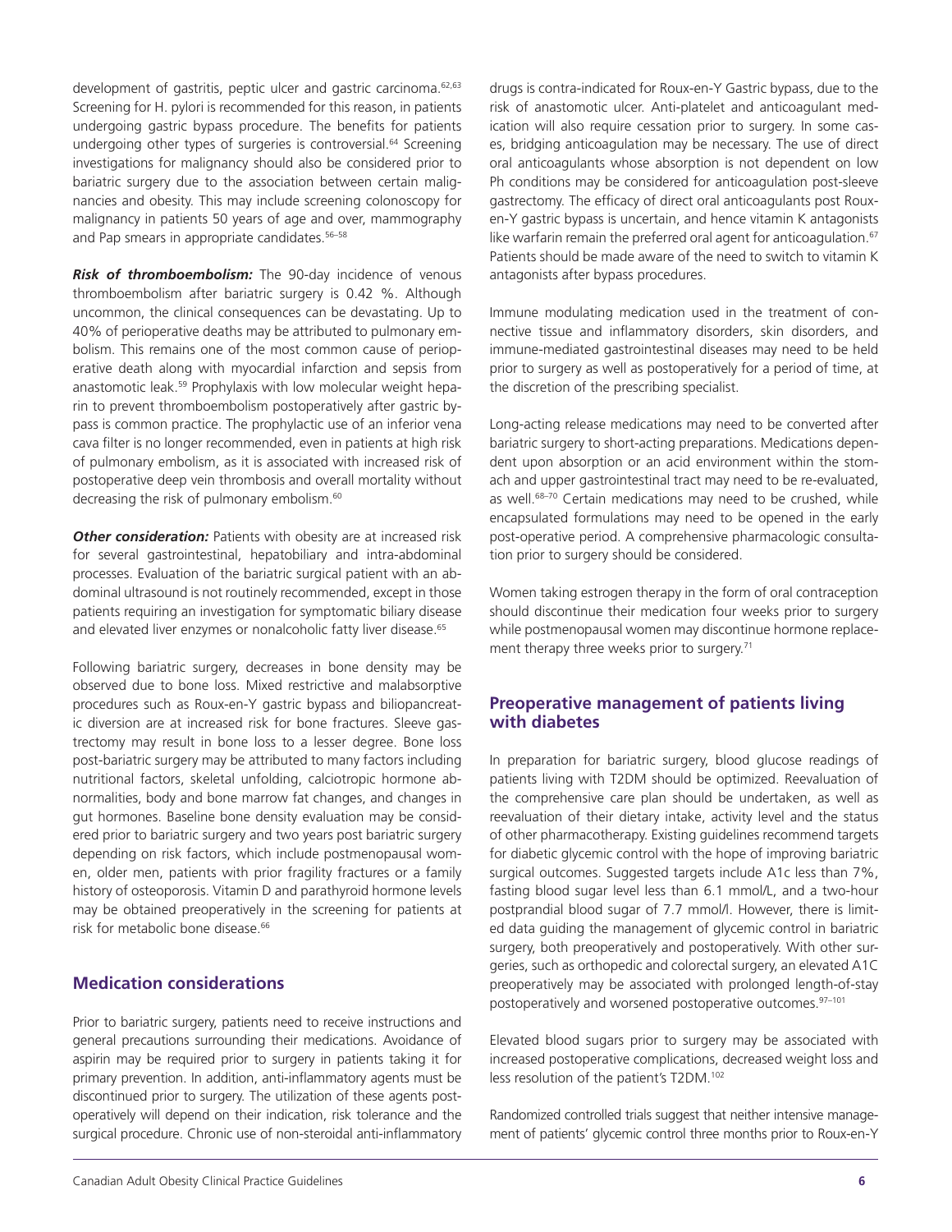development of gastritis, peptic ulcer and gastric carcinoma.[62,63] Screening for H. pylori is recommended for this reason, in patients undergoing gastric bypass procedure. The benefits for patients undergoing other types of surgeries is controversial.[64] Screening investigations for malignancy should also be considered prior to bariatric surgery due to the association between certain malignancies and obesity. This may include screening colonoscopy for malignancy in patients 50 years of age and over, mammography and Pap smears in appropriate candidates.[56–58]

***Risk of thromboembolism:*** The 90-day incidence of venous thromboembolism after bariatric surgery is 0.42 %. Although uncommon, the clinical consequences can be devastating. Up to 40% of perioperative deaths may be attributed to pulmonary embolism. This remains one of the most common cause of perioperative death along with myocardial infarction and sepsis from anastomotic leak.[59] Prophylaxis with low molecular weight heparin to prevent thromboembolism postoperatively after gastric bypass is common practice. The prophylactic use of an inferior vena cava filter is no longer recommended, even in patients at high risk of pulmonary embolism, as it is associated with increased risk of postoperative deep vein thrombosis and overall mortality without decreasing the risk of pulmonary embolism.[60]

***Other consideration:*** Patients with obesity are at increased risk for several gastrointestinal, hepatobiliary and intra-abdominal processes. Evaluation of the bariatric surgical patient with an abdominal ultrasound is not routinely recommended, except in those patients requiring an investigation for symptomatic biliary disease and elevated liver enzymes or nonalcoholic fatty liver disease.[65]

Following bariatric surgery, decreases in bone density may be observed due to bone loss. Mixed restrictive and malabsorptive procedures such as Roux-en-Y gastric bypass and biliopancreatic diversion are at increased risk for bone fractures. Sleeve gastrectomy may result in bone loss to a lesser degree. Bone loss post-bariatric surgery may be attributed to many factors including nutritional factors, skeletal unfolding, calciotropic hormone abnormalities, body and bone marrow fat changes, and changes in gut hormones. Baseline bone density evaluation may be considered prior to bariatric surgery and two years post bariatric surgery depending on risk factors, which include postmenopausal women, older men, patients with prior fragility fractures or a family history of osteoporosis. Vitamin D and parathyroid hormone levels may be obtained preoperatively in the screening for patients at risk for metabolic bone disease.[66]

## Medication considerations

Prior to bariatric surgery, patients need to receive instructions and general precautions surrounding their medications. Avoidance of aspirin may be required prior to surgery in patients taking it for primary prevention. In addition, anti-inflammatory agents must be discontinued prior to surgery. The utilization of these agents postoperatively will depend on their indication, risk tolerance and the surgical procedure. Chronic use of non-steroidal anti-inflammatory drugs is contra-indicated for Roux-en-Y Gastric bypass, due to the risk of anastomotic ulcer. Anti-platelet and anticoagulant medication will also require cessation prior to surgery. In some cases, bridging anticoagulation may be necessary. The use of direct oral anticoagulants whose absorption is not dependent on low Ph conditions may be considered for anticoagulation post-sleeve gastrectomy. The efficacy of direct oral anticoagulants post Roux-en-Y gastric bypass is uncertain, and hence vitamin K antagonists like warfarin remain the preferred oral agent for anticoagulation.[67] Patients should be made aware of the need to switch to vitamin K antagonists after bypass procedures.

Immune modulating medication used in the treatment of connective tissue and inflammatory disorders, skin disorders, and immune-mediated gastrointestinal diseases may need to be held prior to surgery as well as postoperatively for a period of time, at the discretion of the prescribing specialist.

Long-acting release medications may need to be converted after bariatric surgery to short-acting preparations. Medications dependent upon absorption or an acid environment within the stomach and upper gastrointestinal tract may need to be re-evaluated, as well.[68–70] Certain medications may need to be crushed, while encapsulated formulations may need to be opened in the early post-operative period. A comprehensive pharmacologic consultation prior to surgery should be considered.

Women taking estrogen therapy in the form of oral contraception should discontinue their medication four weeks prior to surgery while postmenopausal women may discontinue hormone replacement therapy three weeks prior to surgery.[71]

## Preoperative management of patients living with diabetes

In preparation for bariatric surgery, blood glucose readings of patients living with T2DM should be optimized. Reevaluation of the comprehensive care plan should be undertaken, as well as reevaluation of their dietary intake, activity level and the status of other pharmacotherapy. Existing guidelines recommend targets for diabetic glycemic control with the hope of improving bariatric surgical outcomes. Suggested targets include A1c less than 7%, fasting blood sugar level less than 6.1 mmol/L, and a two-hour postprandial blood sugar of 7.7 mmol/l. However, there is limited data guiding the management of glycemic control in bariatric surgery, both preoperatively and postoperatively. With other surgeries, such as orthopedic and colorectal surgery, an elevated A1C preoperatively may be associated with prolonged length-of-stay postoperatively and worsened postoperative outcomes.[97–101]

Elevated blood sugars prior to surgery may be associated with increased postoperative complications, decreased weight loss and less resolution of the patient's T2DM.[102]

Randomized controlled trials suggest that neither intensive management of patients' glycemic control three months prior to Roux-en-Y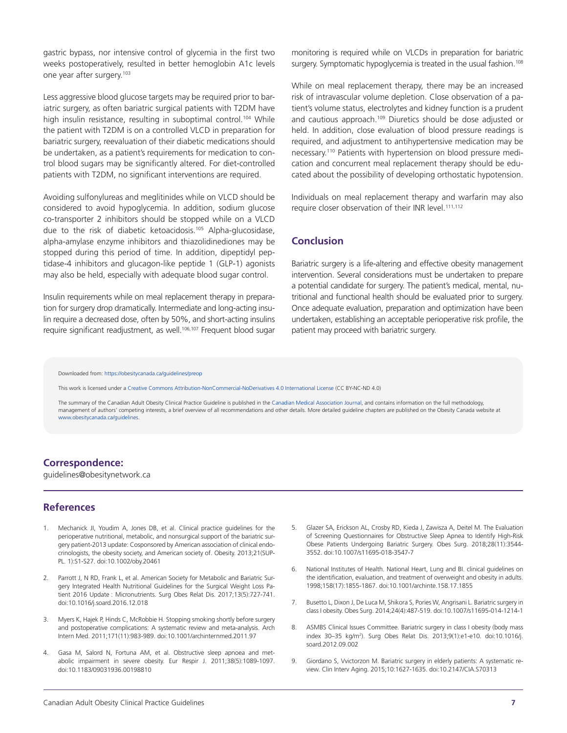gastric bypass, nor intensive control of glycemia in the first two weeks postoperatively, resulted in better hemoglobin A1c levels one year after surgery.[103]

Less aggressive blood glucose targets may be required prior to bariatric surgery, as often bariatric surgical patients with T2DM have high insulin resistance, resulting in suboptimal control.[104] While the patient with T2DM is on a controlled VLCD in preparation for bariatric surgery, reevaluation of their diabetic medications should be undertaken, as a patient's requirements for medication to control blood sugars may be significantly altered. For diet-controlled patients with T2DM, no significant interventions are required.

Avoiding sulfonylureas and meglitinides while on VLCD should be considered to avoid hypoglycemia. In addition, sodium glucose co-transporter 2 inhibitors should be stopped while on a VLCD due to the risk of diabetic ketoacidosis.[105] Alpha-glucosidase, alpha-amylase enzyme inhibitors and thiazolidinediones may be stopped during this period of time. In addition, dipeptidyl peptidase-4 inhibitors and glucagon-like peptide 1 (GLP-1) agonists may also be held, especially with adequate blood sugar control.

Insulin requirements while on meal replacement therapy in preparation for surgery drop dramatically. Intermediate and long-acting insulin require a decreased dose, often by 50%, and short-acting insulins require significant readjustment, as well.[106,107] Frequent blood sugar monitoring is required while on VLCDs in preparation for bariatric surgery. Symptomatic hypoglycemia is treated in the usual fashion.[108]

While on meal replacement therapy, there may be an increased risk of intravascular volume depletion. Close observation of a patient's volume status, electrolytes and kidney function is a prudent and cautious approach.[109] Diuretics should be dose adjusted or held. In addition, close evaluation of blood pressure readings is required, and adjustment to antihypertensive medication may be necessary.[110] Patients with hypertension on blood pressure medication and concurrent meal replacement therapy should be educated about the possibility of developing orthostatic hypotension.

Individuals on meal replacement therapy and warfarin may also require closer observation of their INR level.[111,112]

## Conclusion

Bariatric surgery is a life-altering and effective obesity management intervention. Several considerations must be undertaken to prepare a potential candidate for surgery. The patient's medical, mental, nutritional and functional health should be evaluated prior to surgery. Once adequate evaluation, preparation and optimization have been undertaken, establishing an acceptable perioperative risk profile, the patient may proceed with bariatric surgery.

Downloaded from: https://obesitycanada.ca/guidelines/preop

This work is licensed under a Creative Commons Attribution-NonCommercial-NoDerivatives 4.0 International License (CC BY-NC-ND 4.0)

The summary of the Canadian Adult Obesity Clinical Practice Guideline is published in the Canadian Medical Association Journal, and contains information on the full methodology, management of authors' competing interests, a brief overview of all recommendations and other details. More detailed guideline chapters are published on the Obesity Canada website at www.obesitycanada.ca/guidelines.

## Correspondence:

guidelines@obesitynetwork.ca

## References

1. Mechanick JI, Youdim A, Jones DB, et al. Clinical practice guidelines for the perioperative nutritional, metabolic, and nonsurgical support of the bariatric surgery patient-2013 update: Cosponsored by American association of clinical endocrinologists, the obesity society, and American society of. Obesity. 2013;21(SUPPL. 1):S1-S27. doi:10.1002/oby.20461

2. Parrott J, N RD, Frank L, et al. American Society for Metabolic and Bariatric Surgery Integrated Health Nutritional Guidelines for the Surgical Weight Loss Patient 2016 Update : Micronutrients. Surg Obes Relat Dis. 2017;13(5):727-741. doi:10.1016/j.soard.2016.12.018

3. Myers K, Hajek P, Hinds C, McRobbie H. Stopping smoking shortly before surgery and postoperative complications: A systematic review and meta-analysis. Arch Intern Med. 2011;171(11):983-989. doi:10.1001/archinternmed.2011.97

4. Gasa M, Salord N, Fortuna AM, et al. Obstructive sleep apnoea and metabolic impairment in severe obesity. Eur Respir J. 2011;38(5):1089-1097. doi:10.1183/09031936.00198810

5. Glazer SA, Erickson AL, Crosby RD, Kieda J, Zawisza A, Deitel M. The Evaluation of Screening Questionnaires for Obstructive Sleep Apnea to Identify High-Risk Obese Patients Undergoing Bariatric Surgery. Obes Surg. 2018;28(11):3544-3552. doi:10.1007/s11695-018-3547-7

6. National Institutes of Health. National Heart, Lung and Bl. clinical guidelines on the identification, evaluation, and treatment of overweight and obesity in adults. 1998;158(17):1855-1867. doi:10.1001/archinte.158.17.1855

7. Busetto L, Dixon J, De Luca M, Shikora S, Pories W, Angrisani L. Bariatric surgery in class I obesity. Obes Surg. 2014;24(4):487-519. doi:10.1007/s11695-014-1214-1

8. ASMBS Clinical Issues Committee. Bariatric surgery in class I obesity (body mass index 30–35 kg/m$^2$). Surg Obes Relat Dis. 2013;9(1):e1-e10. doi:10.1016/j.soard.2012.09.002

9. Giordano S, Vvictorzon M. Bariatric surgery in elderly patients: A systematic review. Clin Interv Aging. 2015;10:1627-1635. doi:10.2147/CIA.S70313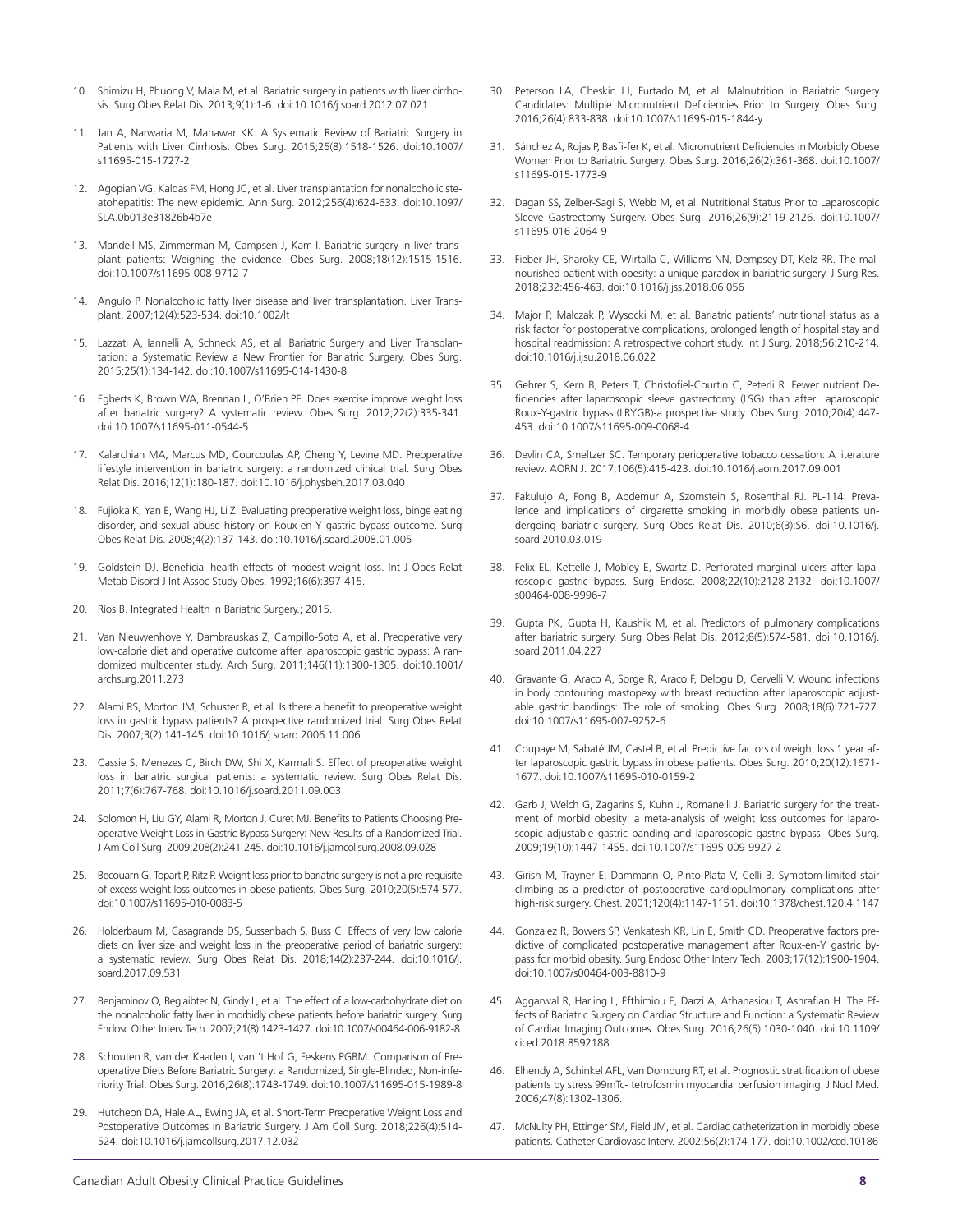10. Shimizu H, Phuong V, Maia M, et al. Bariatric surgery in patients with liver cirrhosis. Surg Obes Relat Dis. 2013;9(1):1-6. doi:10.1016/j.soard.2012.07.021

11. Jan A, Narwaria M, Mahawar KK. A Systematic Review of Bariatric Surgery in Patients with Liver Cirrhosis. Obes Surg. 2015;25(8):1518-1526. doi:10.1007/s11695-015-1727-2

12. Agopian VG, Kaldas FM, Hong JC, et al. Liver transplantation for nonalcoholic steatohepatitis: The new epidemic. Ann Surg. 2012;256(4):624-633. doi:10.1097/SLA.0b013e31826b4b7e

13. Mandell MS, Zimmerman M, Campsen J, Kam I. Bariatric surgery in liver transplant patients: Weighing the evidence. Obes Surg. 2008;18(12):1515-1516. doi:10.1007/s11695-008-9712-7

14. Angulo P. Nonalcoholic fatty liver disease and liver transplantation. Liver Transplant. 2007;12(4):523-534. doi:10.1002/lt

15. Lazzati A, Iannelli A, Schneck AS, et al. Bariatric Surgery and Liver Transplantation: a Systematic Review a New Frontier for Bariatric Surgery. Obes Surg. 2015;25(1):134-142. doi:10.1007/s11695-014-1430-8

16. Egberts K, Brown WA, Brennan L, O'Brien PE. Does exercise improve weight loss after bariatric surgery? A systematic review. Obes Surg. 2012;22(2):335-341. doi:10.1007/s11695-011-0544-5

17. Kalarchian MA, Marcus MD, Courcoulas AP, Cheng Y, Levine MD. Preoperative lifestyle intervention in bariatric surgery: a randomized clinical trial. Surg Obes Relat Dis. 2016;12(1):180-187. doi:10.1016/j.physbeh.2017.03.040

18. Fujioka K, Yan E, Wang HJ, Li Z. Evaluating preoperative weight loss, binge eating disorder, and sexual abuse history on Roux-en-Y gastric bypass outcome. Surg Obes Relat Dis. 2008;4(2):137-143. doi:10.1016/j.soard.2008.01.005

19. Goldstein DJ. Beneficial health effects of modest weight loss. Int J Obes Relat Metab Disord J Int Assoc Study Obes. 1992;16(6):397-415.

20. Ríos B. Integrated Health in Bariatric Surgery.; 2015.

21. Van Nieuwenhove Y, Dambrauskas Z, Campillo-Soto A, et al. Preoperative very low-calorie diet and operative outcome after laparoscopic gastric bypass: A randomized multicenter study. Arch Surg. 2011;146(11):1300-1305. doi:10.1001/archsurg.2011.273

22. Alami RS, Morton JM, Schuster R, et al. Is there a benefit to preoperative weight loss in gastric bypass patients? A prospective randomized trial. Surg Obes Relat Dis. 2007;3(2):141-145. doi:10.1016/j.soard.2006.11.006

23. Cassie S, Menezes C, Birch DW, Shi X, Karmali S. Effect of preoperative weight loss in bariatric surgical patients: a systematic review. Surg Obes Relat Dis. 2011;7(6):767-768. doi:10.1016/j.soard.2011.09.003

24. Solomon H, Liu GY, Alami R, Morton J, Curet MJ. Benefits to Patients Choosing Preoperative Weight Loss in Gastric Bypass Surgery: New Results of a Randomized Trial. J Am Coll Surg. 2009;208(2):241-245. doi:10.1016/j.jamcollsurg.2008.09.028

25. Becouarn G, Topart P, Ritz P. Weight loss prior to bariatric surgery is not a pre-requisite of excess weight loss outcomes in obese patients. Obes Surg. 2010;20(5):574-577. doi:10.1007/s11695-010-0083-5

26. Holderbaum M, Casagrande DS, Sussenbach S, Buss C. Effects of very low calorie diets on liver size and weight loss in the preoperative period of bariatric surgery: a systematic review. Surg Obes Relat Dis. 2018;14(2):237-244. doi:10.1016/j.soard.2017.09.531

27. Benjaminov O, Beglaibter N, Gindy L, et al. The effect of a low-carbohydrate diet on the nonalcoholic fatty liver in morbidly obese patients before bariatric surgery. Surg Endosc Other Interv Tech. 2007;21(8):1423-1427. doi:10.1007/s00464-006-9182-8

28. Schouten R, van der Kaaden I, van 't Hof G, Feskens PGBM. Comparison of Preoperative Diets Before Bariatric Surgery: a Randomized, Single-Blinded, Non-inferiority Trial. Obes Surg. 2016;26(8):1743-1749. doi:10.1007/s11695-015-1989-8

29. Hutcheon DA, Hale AL, Ewing JA, et al. Short-Term Preoperative Weight Loss and Postoperative Outcomes in Bariatric Surgery. J Am Coll Surg. 2018;226(4):514-524. doi:10.1016/j.jamcollsurg.2017.12.032

30. Peterson LA, Cheskin LJ, Furtado M, et al. Malnutrition in Bariatric Surgery Candidates: Multiple Micronutrient Deficiencies Prior to Surgery. Obes Surg. 2016;26(4):833-838. doi:10.1007/s11695-015-1844-y

31. Sánchez A, Rojas P, Basfi-fer K, et al. Micronutrient Deficiencies in Morbidly Obese Women Prior to Bariatric Surgery. Obes Surg. 2016;26(2):361-368. doi:10.1007/s11695-015-1773-9

32. Dagan SS, Zelber-Sagi S, Webb M, et al. Nutritional Status Prior to Laparoscopic Sleeve Gastrectomy Surgery. Obes Surg. 2016;26(9):2119-2126. doi:10.1007/s11695-016-2064-9

33. Fieber JH, Sharoky CE, Wirtalla C, Williams NN, Dempsey DT, Kelz RR. The malnourished patient with obesity: a unique paradox in bariatric surgery. J Surg Res. 2018;232:456-463. doi:10.1016/j.jss.2018.06.056

34. Major P, Małczak P, Wysocki M, et al. Bariatric patients' nutritional status as a risk factor for postoperative complications, prolonged length of hospital stay and hospital readmission: A retrospective cohort study. Int J Surg. 2018;56:210-214. doi:10.1016/j.ijsu.2018.06.022

35. Gehrer S, Kern B, Peters T, Christofiel-Courtin C, Peterli R. Fewer nutrient Deficiencies after laparoscopic sleeve gastrectomy (LSG) than after Laparoscopic Roux-Y-gastric bypass (LRYGB)-a prospective study. Obes Surg. 2010;20(4):447-453. doi:10.1007/s11695-009-0068-4

36. Devlin CA, Smeltzer SC. Temporary perioperative tobacco cessation: A literature review. AORN J. 2017;106(5):415-423. doi:10.1016/j.aorn.2017.09.001

37. Fakulujo A, Fong B, Abdemur A, Szomstein S, Rosenthal RJ. PL-114: Prevalence and implications of cirgarette smoking in morbidly obese patients undergoing bariatric surgery. Surg Obes Relat Dis. 2010;6(3):S6. doi:10.1016/j.soard.2010.03.019

38. Felix EL, Kettelle J, Mobley E, Swartz D. Perforated marginal ulcers after laparoscopic gastric bypass. Surg Endosc. 2008;22(10):2128-2132. doi:10.1007/s00464-008-9996-7

39. Gupta PK, Gupta H, Kaushik M, et al. Predictors of pulmonary complications after bariatric surgery. Surg Obes Relat Dis. 2012;8(5):574-581. doi:10.1016/j.soard.2011.04.227

40. Gravante G, Araco A, Sorge R, Araco F, Delogu D, Cervelli V. Wound infections in body contouring mastopexy with breast reduction after laparoscopic adjustable gastric bandings: The role of smoking. Obes Surg. 2008;18(6):721-727. doi:10.1007/s11695-007-9252-6

41. Coupaye M, Sabaté JM, Castel B, et al. Predictive factors of weight loss 1 year after laparoscopic gastric bypass in obese patients. Obes Surg. 2010;20(12):1671-1677. doi:10.1007/s11695-010-0159-2

42. Garb J, Welch G, Zagarins S, Kuhn J, Romanelli J. Bariatric surgery for the treatment of morbid obesity: a meta-analysis of weight loss outcomes for laparoscopic adjustable gastric banding and laparoscopic gastric bypass. Obes Surg. 2009;19(10):1447-1455. doi:10.1007/s11695-009-9927-2

43. Girish M, Trayner E, Dammann O, Pinto-Plata V, Celli B. Symptom-limited stair climbing as a predictor of postoperative cardiopulmonary complications after high-risk surgery. Chest. 2001;120(4):1147-1151. doi:10.1378/chest.120.4.1147

44. Gonzalez R, Bowers SP, Venkatesh KR, Lin E, Smith CD. Preoperative factors predictive of complicated postoperative management after Roux-en-Y gastric bypass for morbid obesity. Surg Endosc Other Interv Tech. 2003;17(12):1900-1904. doi:10.1007/s00464-003-8810-9

45. Aggarwal R, Harling L, Efthimiou E, Darzi A, Athanasiou T, Ashrafian H. The Effects of Bariatric Surgery on Cardiac Structure and Function: a Systematic Review of Cardiac Imaging Outcomes. Obes Surg. 2016;26(5):1030-1040. doi:10.1109/ciced.2018.8592188

46. Elhendy A, Schinkel AFL, Van Domburg RT, et al. Prognostic stratification of obese patients by stress 99mTc- tetrofosmin myocardial perfusion imaging. J Nucl Med. 2006;47(8):1302-1306.

47. McNulty PH, Ettinger SM, Field JM, et al. Cardiac catheterization in morbidly obese patients. Catheter Cardiovasc Interv. 2002;56(2):174-177. doi:10.1002/ccd.10186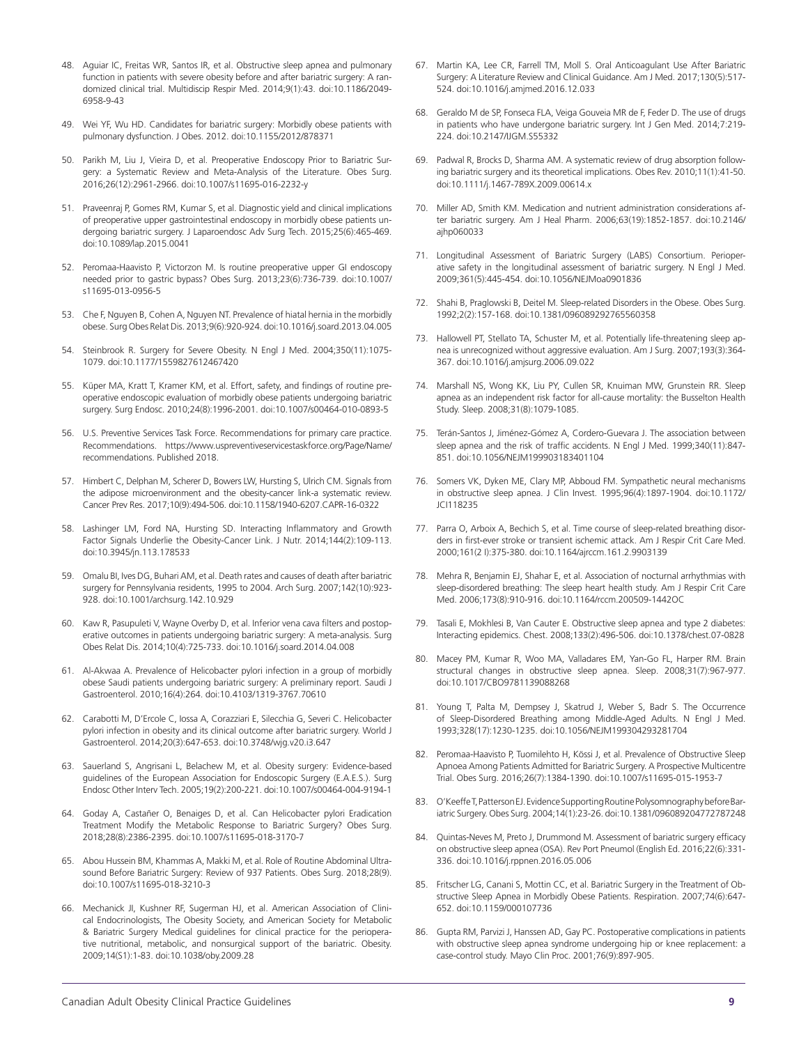48. Aguiar IC, Freitas WR, Santos IR, et al. Obstructive sleep apnea and pulmonary function in patients with severe obesity before and after bariatric surgery: A randomized clinical trial. Multidiscip Respir Med. 2014;9(1):43. doi:10.1186/2049-6958-9-43

49. Wei YF, Wu HD. Candidates for bariatric surgery: Morbidly obese patients with pulmonary dysfunction. J Obes. 2012. doi:10.1155/2012/878371

50. Parikh M, Liu J, Vieira D, et al. Preoperative Endoscopy Prior to Bariatric Surgery: a Systematic Review and Meta-Analysis of the Literature. Obes Surg. 2016;26(12):2961-2966. doi:10.1007/s11695-016-2232-y

51. Praveenraj P, Gomes RM, Kumar S, et al. Diagnostic yield and clinical implications of preoperative upper gastrointestinal endoscopy in morbidly obese patients undergoing bariatric surgery. J Laparoendosc Adv Surg Tech. 2015;25(6):465-469. doi:10.1089/lap.2015.0041

52. Peromaa-Haavisto P, Victorzon M. Is routine preoperative upper GI endoscopy needed prior to gastric bypass? Obes Surg. 2013;23(6):736-739. doi:10.1007/s11695-013-0956-5

53. Che F, Nguyen B, Cohen A, Nguyen NT. Prevalence of hiatal hernia in the morbidly obese. Surg Obes Relat Dis. 2013;9(6):920-924. doi:10.1016/j.soard.2013.04.005

54. Steinbrook R. Surgery for Severe Obesity. N Engl J Med. 2004;350(11):1075-1079. doi:10.1177/1559827612467420

55. Küper MA, Kratt T, Kramer KM, et al. Effort, safety, and findings of routine preoperative endoscopic evaluation of morbidly obese patients undergoing bariatric surgery. Surg Endosc. 2010;24(8):1996-2001. doi:10.1007/s00464-010-0893-5

56. U.S. Preventive Services Task Force. Recommendations for primary care practice. Recommendations. https://www.uspreventiveservicestaskforce.org/Page/Name/recommendations. Published 2018.

57. Himbert C, Delphan M, Scherer D, Bowers LW, Hursting S, Ulrich CM. Signals from the adipose microenvironment and the obesity-cancer link-a systematic review. Cancer Prev Res. 2017;10(9):494-506. doi:10.1158/1940-6207.CAPR-16-0322

58. Lashinger LM, Ford NA, Hursting SD. Interacting Inflammatory and Growth Factor Signals Underlie the Obesity-Cancer Link. J Nutr. 2014;144(2):109-113. doi:10.3945/jn.113.178533

59. Omalu BI, Ives DG, Buhari AM, et al. Death rates and causes of death after bariatric surgery for Pennsylvania residents, 1995 to 2004. Arch Surg. 2007;142(10):923-928. doi:10.1001/archsurg.142.10.929

60. Kaw R, Pasupuleti V, Wayne Overby D, et al. Inferior vena cava filters and postoperative outcomes in patients undergoing bariatric surgery: A meta-analysis. Surg Obes Relat Dis. 2014;10(4):725-733. doi:10.1016/j.soard.2014.04.008

61. Al-Akwaa A. Prevalence of Helicobacter pylori infection in a group of morbidly obese Saudi patients undergoing bariatric surgery: A preliminary report. Saudi J Gastroenterol. 2010;16(4):264. doi:10.4103/1319-3767.70610

62. Carabotti M, D'Ercole C, Iossa A, Corazziari E, Silecchia G, Severi C. Helicobacter pylori infection in obesity and its clinical outcome after bariatric surgery. World J Gastroenterol. 2014;20(3):647-653. doi:10.3748/wjg.v20.i3.647

63. Sauerland S, Angrisani L, Belachew M, et al. Obesity surgery: Evidence-based guidelines of the European Association for Endoscopic Surgery (E.A.E.S.). Surg Endosc Other Interv Tech. 2005;19(2):200-221. doi:10.1007/s00464-004-9194-1

64. Goday A, Castañer O, Benaiges D, et al. Can Helicobacter pylori Eradication Treatment Modify the Metabolic Response to Bariatric Surgery? Obes Surg. 2018;28(8):2386-2395. doi:10.1007/s11695-018-3170-7

65. Abou Hussein BM, Khammas A, Makki M, et al. Role of Routine Abdominal Ultrasound Before Bariatric Surgery: Review of 937 Patients. Obes Surg. 2018;28(9). doi:10.1007/s11695-018-3210-3

66. Mechanick JI, Kushner RF, Sugerman HJ, et al. American Association of Clinical Endocrinologists, The Obesity Society, and American Society for Metabolic & Bariatric Surgery Medical guidelines for clinical practice for the perioperative nutritional, metabolic, and nonsurgical support of the bariatric. Obesity. 2009;14(S1):1-83. doi:10.1038/oby.2009.28

67. Martin KA, Lee CR, Farrell TM, Moll S. Oral Anticoagulant Use After Bariatric Surgery: A Literature Review and Clinical Guidance. Am J Med. 2017;130(5):517-524. doi:10.1016/j.amjmed.2016.12.033

68. Geraldo M de SP, Fonseca FLA, Veiga Gouveia MR de F, Feder D. The use of drugs in patients who have undergone bariatric surgery. Int J Gen Med. 2014;7:219-224. doi:10.2147/IJGM.S55332

69. Padwal R, Brocks D, Sharma AM. A systematic review of drug absorption following bariatric surgery and its theoretical implications. Obes Rev. 2010;11(1):41-50. doi:10.1111/j.1467-789X.2009.00614.x

70. Miller AD, Smith KM. Medication and nutrient administration considerations after bariatric surgery. Am J Heal Pharm. 2006;63(19):1852-1857. doi:10.2146/ajhp060033

71. Longitudinal Assessment of Bariatric Surgery (LABS) Consortium. Perioperative safety in the longitudinal assessment of bariatric surgery. N Engl J Med. 2009;361(5):445-454. doi:10.1056/NEJMoa0901836

72. Shahi B, Praglowski B, Deitel M. Sleep-related Disorders in the Obese. Obes Surg. 1992;2(2):157-168. doi:10.1381/096089292765560358

73. Hallowell PT, Stellato TA, Schuster M, et al. Potentially life-threatening sleep apnea is unrecognized without aggressive evaluation. Am J Surg. 2007;193(3):364-367. doi:10.1016/j.amjsurg.2006.09.022

74. Marshall NS, Wong KK, Liu PY, Cullen SR, Knuiman MW, Grunstein RR. Sleep apnea as an independent risk factor for all-cause mortality: the Busselton Health Study. Sleep. 2008;31(8):1079-1085.

75. Terán-Santos J, Jiménez-Gómez A, Cordero-Guevara J. The association between sleep apnea and the risk of traffic accidents. N Engl J Med. 1999;340(11):847-851. doi:10.1056/NEJM199903183401104

76. Somers VK, Dyken ME, Clary MP, Abboud FM. Sympathetic neural mechanisms in obstructive sleep apnea. J Clin Invest. 1995;96(4):1897-1904. doi:10.1172/JCI118235

77. Parra O, Arboix A, Bechich S, et al. Time course of sleep-related breathing disorders in first-ever stroke or transient ischemic attack. Am J Respir Crit Care Med. 2000;161(2 I):375-380. doi:10.1164/ajrccm.161.2.9903139

78. Mehra R, Benjamin EJ, Shahar E, et al. Association of nocturnal arrhythmias with sleep-disordered breathing: The sleep heart health study. Am J Respir Crit Care Med. 2006;173(8):910-916. doi:10.1164/rccm.200509-1442OC

79. Tasali E, Mokhlesi B, Van Cauter E. Obstructive sleep apnea and type 2 diabetes: Interacting epidemics. Chest. 2008;133(2):496-506. doi:10.1378/chest.07-0828

80. Macey PM, Kumar R, Woo MA, Valladares EM, Yan-Go FL, Harper RM. Brain structural changes in obstructive sleep apnea. Sleep. 2008;31(7):967-977. doi:10.1017/CBO9781139088268

81. Young T, Palta M, Dempsey J, Skatrud J, Weber S, Badr S. The Occurrence of Sleep-Disordered Breathing among Middle-Aged Adults. N Engl J Med. 1993;328(17):1230-1235. doi:10.1056/NEJM199304293281704

82. Peromaa-Haavisto P, Tuomilehto H, Kössi J, et al. Prevalence of Obstructive Sleep Apnoea Among Patients Admitted for Bariatric Surgery. A Prospective Multicentre Trial. Obes Surg. 2016;26(7):1384-1390. doi:10.1007/s11695-015-1953-7

83. O'Keeffe T, Patterson EJ. Evidence Supporting Routine Polysomnography before Bariatric Surgery. Obes Surg. 2004;14(1):23-26. doi:10.1381/096089204772787248

84. Quintas-Neves M, Preto J, Drummond M. Assessment of bariatric surgery efficacy on obstructive sleep apnea (OSA). Rev Port Pneumol (English Ed. 2016;22(6):331-336. doi:10.1016/j.rppnen.2016.05.006

85. Fritscher LG, Canani S, Mottin CC, et al. Bariatric Surgery in the Treatment of Obstructive Sleep Apnea in Morbidly Obese Patients. Respiration. 2007;74(6):647-652. doi:10.1159/000107736

86. Gupta RM, Parvizi J, Hanssen AD, Gay PC. Postoperative complications in patients with obstructive sleep apnea syndrome undergoing hip or knee replacement: a case-control study. Mayo Clin Proc. 2001;76(9):897-905.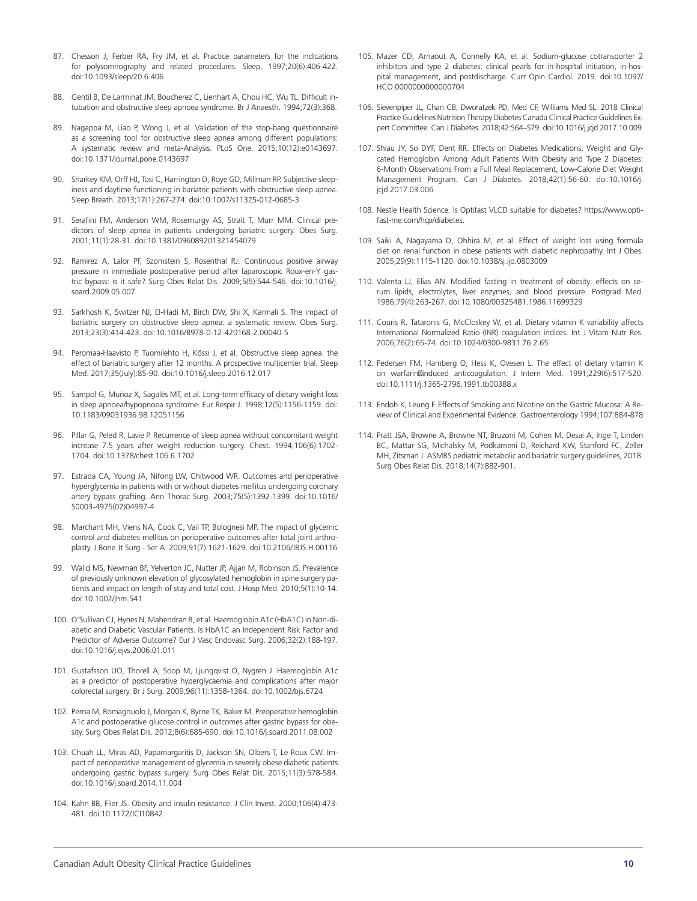87. Chesson J, Ferber RA, Fry JM, et al. Practice parameters for the indications for polysomnography and related procedures. Sleep. 1997;20(6):406-422. doi:10.1093/sleep/20.6.406

88. Gentil B, De Larminat JM, Boucherez C, Lienhart A, Chou HC, Wu TL. Difficult intubation and obstructive sleep apnoea syndrome. Br J Anaesth. 1994;72(3):368.

89. Nagappa M, Liao P, Wong J, et al. Validation of the stop-bang questionnaire as a screening tool for obstructive sleep apnea among different populations: A systematic review and meta-Analysis. PLoS One. 2015;10(12):e0143697. doi:10.1371/journal.pone.0143697

90. Sharkey KM, Orff HJ, Tosi C, Harrington D, Roye GD, Millman RP. Subjective sleepiness and daytime functioning in bariatric patients with obstructive sleep apnea. Sleep Breath. 2013;17(1):267-274. doi:10.1007/s11325-012-0685-3

91. Serafini FM, Anderson WM, Rosemurgy AS, Strait T, Murr MM. Clinical predictors of sleep apnea in patients undergoing bariatric surgery. Obes Surg. 2001;11(1):28-31. doi:10.1381/096089201321454079

92. Ramirez A, Lalor PF, Szomstein S, Rosenthal RJ. Continuous positive airway pressure in immediate postoperative period after laparoscopic Roux-en-Y gastric bypass: is it safe? Surg Obes Relat Dis. 2009;5(5):544-546. doi:10.1016/j.soard.2009.05.007

93. Sarkhosh K, Switzer NJ, El-Hadi M, Birch DW, Shi X, Karmali S. The impact of bariatric surgery on obstructive sleep apnea: a systematic review. Obes Surg. 2013;23(3):414-423. doi:10.1016/B978-0-12-420168-2.00040-5

94. Peromaa-Haavisto P, Tuomilehto H, Kössi J, et al. Obstructive sleep apnea: the effect of bariatric surgery after 12 months. A prospective multicenter trial. Sleep Med. 2017;35(July):85-90. doi:10.1016/j.sleep.2016.12.017

95. Sampol G, Muñoz X, Sagalés MT, et al. Long-term efficacy of dietary weight loss in sleep apnoea/hypopnoea syndrome. Eur Respir J. 1998;12(5):1156-1159. doi: 10.1183/09031936.98.12051156

96. Pillar G, Peled R, Lavie P. Recurrence of sleep apnea without concomitant weight increase 7.5 years after weight reduction surgery. Chest. 1994;106(6):1702-1704. doi:10.1378/chest.106.6.1702

97. Estrada CA, Young JA, Nifong LW, Chitwood WR. Outcomes and perioperative hyperglycemia in patients with or without diabetes mellitus undergoing coronary artery bypass grafting. Ann Thorac Surg. 2003;75(5):1392-1399. doi:10.1016/S0003-4975(02)04997-4

98. Marchant MH, Viens NA, Cook C, Vail TP, Bolognesi MP. The impact of glycemic control and diabetes mellitus on perioperative outcomes after total joint arthroplasty. J Bone Jt Surg - Ser A. 2009;91(7):1621-1629. doi:10.2106/JBJS.H.00116

99. Walid MS, Newman BF, Yelverton JC, Nutter JP, Ajjan M, Robinson JS. Prevalence of previously unknown elevation of glycosylated hemoglobin in spine surgery patients and impact on length of stay and total cost. J Hosp Med. 2010;5(1):10-14. doi:10.1002/jhm.541

100. O'Sullivan CJ, Hynes N, Mahendran B, et al. Haemoglobin A1c (HbA1C) in Non-diabetic and Diabetic Vascular Patients. Is HbA1C an Independent Risk Factor and Predictor of Adverse Outcome? Eur J Vasc Endovasc Surg. 2006;32(2):188-197. doi:10.1016/j.ejvs.2006.01.011

101. Gustafsson UO, Thorell A, Soop M, Ljungqvist O, Nygren J. Haemoglobin A1c as a predictor of postoperative hyperglycaemia and complications after major colorectal surgery. Br J Surg. 2009;96(11):1358-1364. doi:10.1002/bjs.6724

102. Perna M, Romagnuolo J, Morgan K, Byrne TK, Baker M. Preoperative hemoglobin A1c and postoperative glucose control in outcomes after gastric bypass for obesity. Surg Obes Relat Dis. 2012;8(6):685-690. doi:10.1016/j.soard.2011.08.002

103. Chuah LL, Miras AD, Papamargaritis D, Jackson SN, Olbers T, Le Roux CW. Impact of perioperative management of glycemia in severely obese diabetic patients undergoing gastric bypass surgery. Surg Obes Relat Dis. 2015;11(3):578-584. doi:10.1016/j.soard.2014.11.004

104. Kahn BB, Flier JS. Obesity and insulin resistance. J Clin Invest. 2000;106(4):473-481. doi:10.1172/JCI10842

105. Mazer CD, Arnaout A, Connelly KA, et al. Sodium-glucose cotransporter 2 inhibitors and type 2 diabetes: clinical pearls for in-hospital initiation, in-hospital management, and postdischarge. Curr Opin Cardiol. 2019. doi:10.1097/HCO.0000000000000704

106. Sievenpiper JL, Chan CB, Dworatzek PD, Med CF, Williams Med SL. 2018 Clinical Practice Guidelines Nutrition Therapy Diabetes Canada Clinical Practice Guidelines Expert Committee. Can J Diabetes. 2018;42:S64–S79. doi:10.1016/j.jcjd.2017.10.009

107. Shiau JY, So DYF, Dent RR. Effects on Diabetes Medications, Weight and Glycated Hemoglobin Among Adult Patients With Obesity and Type 2 Diabetes: 6-Month Observations From a Full Meal Replacement, Low-Calorie Diet Weight Management Program. Can J Diabetes. 2018;42(1):56-60. doi:10.1016/j.jcjd.2017.03.006

108. Nestle Health Science. Is Optifast VLCD suitable for diabetes? https://www.optifast-me.com/hcp/diabetes.

109. Saiki A, Nagayama D, Ohhira M, et al. Effect of weight loss using formula diet on renal function in obese patients with diabetic nephropathy. Int J Obes. 2005;29(9):1115-1120. doi:10.1038/sj.ijo.0803009

110. Valenta LJ, Elias AN. Modified fasting in treatment of obesity: effects on serum lipids, electrolytes, liver enzymes, and blood pressure. Postgrad Med. 1986;79(4):263-267. doi:10.1080/00325481.1986.11699329

111. Couris R, Tataronis G, McCloskey W, et al. Dietary vitamin K variability affects International Normalized Ratio (INR) coagulation indices. Int J Vitam Nutr Res. 2006;76(2):65-74. doi:10.1024/0300-9831.76.2.65

112. Pedersen FM, Hamberg O, Hess K, Ovesen L. The effect of dietary vitamin K on warfarin‐induced anticoagulation. J Intern Med. 1991;229(6):517-520. doi:10.1111/j.1365-2796.1991.tb00388.x

113. Endoh K, Leung F. Effects of Smoking and Nicotine on the Gastric Mucosa: A Review of Clinical and Experimental Evidence. Gastroenterology 1994;107:884-878

114. Pratt JSA, Browne A, Browne NT, Bruzoni M, Cohen M, Desai A, Inge T, Linden BC, Mattar SG, Michalsky M, Podkameni D, Reichard KW, Stanford FC, Zeller MH, Zitsman J. ASMBS pediatric metabolic and bariatric surgery guidelines, 2018. Surg Obes Relat Dis. 2018;14(7):882-901.